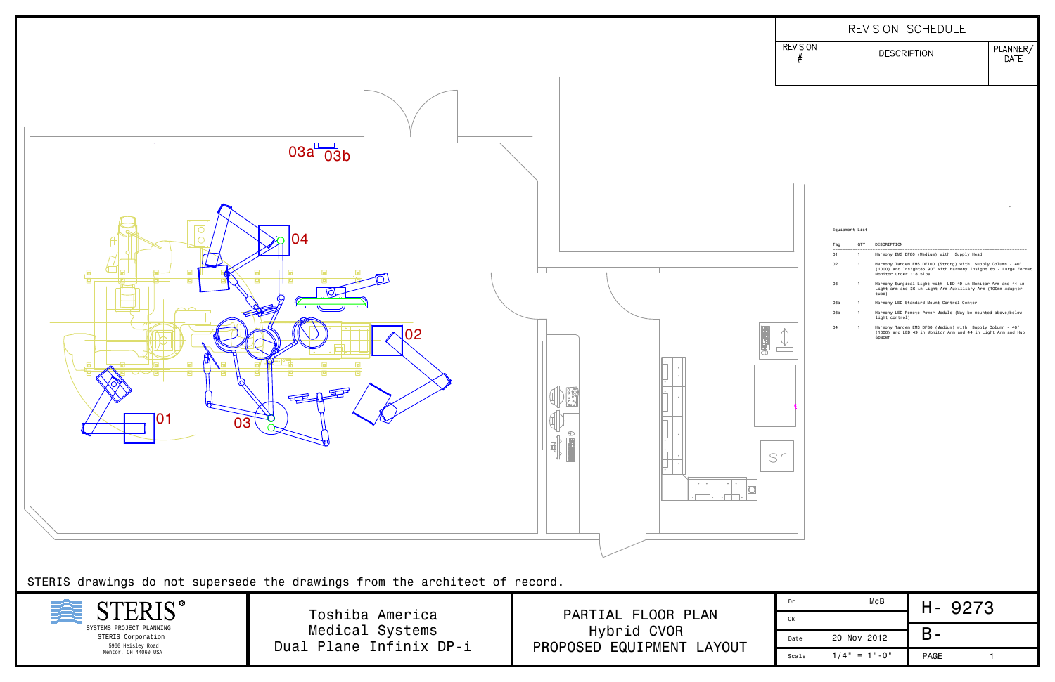## REVISION SCHEDULE

| REVISION # | DESCRIPTION | PLANNER/ DATE |
|---|---|---|
| | | |

03a 03b

04

02

01

03

sr

Equipment List

| Tag | QTY | DESCRIPTION |
|---|---|---|
| 01 | 1 | Harmony EMS DF80 (Medium) with Supply Head |
| 02 | 1 | Harmony Tandem EMS DF100 (Strong) with Supply Column - 40" (1000) and Insight85 90" with Harmony Insight 85 - Large Format Monitor under 118.5lbs |
| 03 | 1 | Harmony Surgical Light with LED 49 in Monitor Arm and 44 in Light arm and 36 in Light Arm Auxiliary Arm (100mm Adapter tube) |
| 03a | 1 | Harmony LED Standard Mount Control Center |
| 03b | 1 | Harmony LED Remote Power Module (May be mounted above/below light control) |
| 04 | 1 | Harmony Tandem EMS DF80 (Medium) with Supply Column - 40" (1000) and LED 49 in Monitor Arm and 44 in Light Arm and Hub Spacer |

STERIS drawings do not supersede the drawings from the architect of record.

| STERIS® SYSTEMS PROJECT PLANNING STERIS Corporation 5960 Heisley Road Mentor, OH 44060 USA | Toshiba America Medical Systems Dual Plane Infinix DP-i | PARTIAL FLOOR PLAN Hybrid CVOR PROPOSED EQUIPMENT LAYOUT | Dr: McB | H- 9273 |
|---|---|---|---|---|
| | | | Ck | |
| | | | Date: 20 Nov 2012 | B- |
| | | | Scale: 1/4" = 1'-0" | PAGE 1 |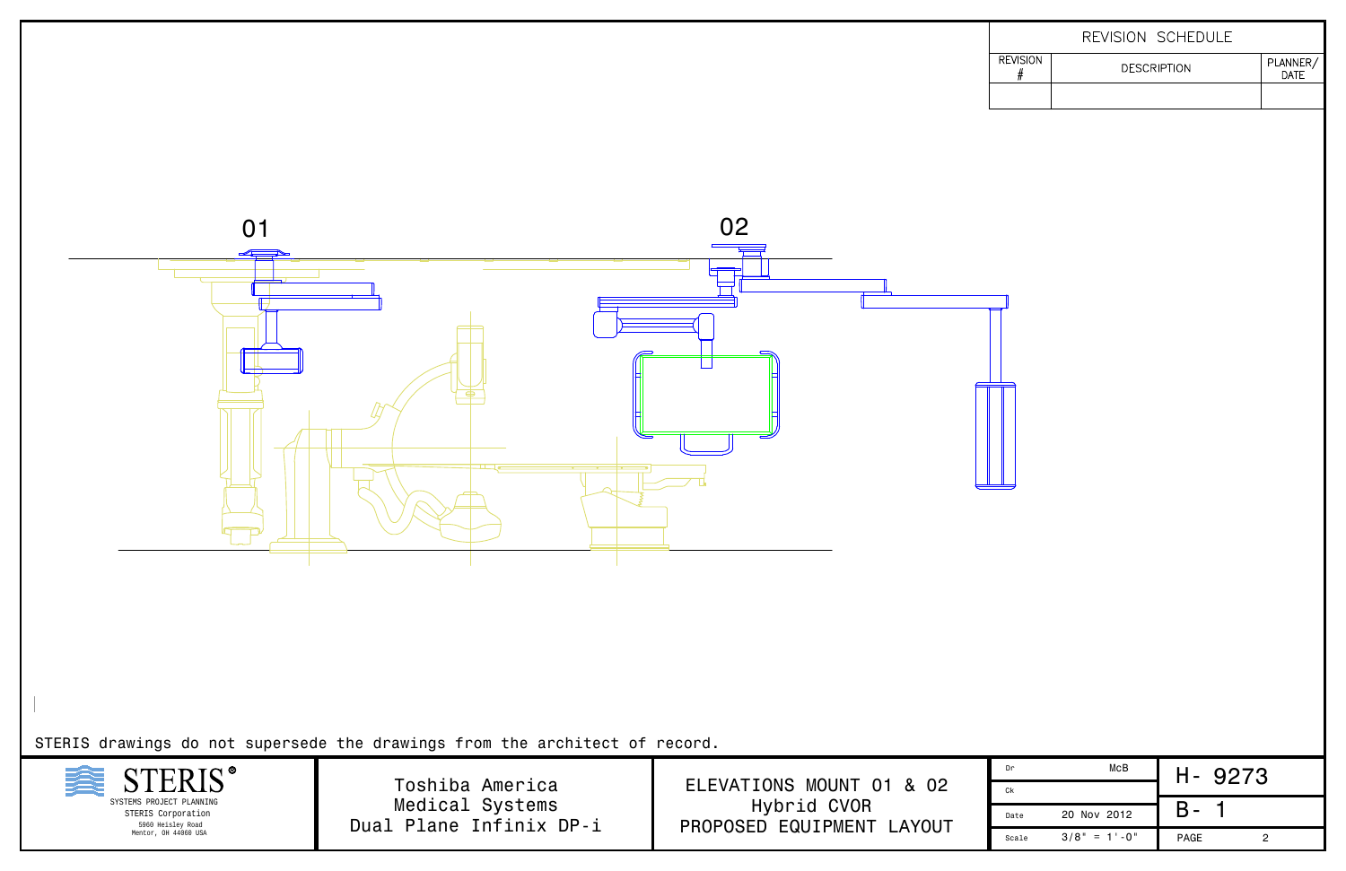| REVISION SCHEDULE | | |
|---|---|---|
| REVISION # | DESCRIPTION | PLANNER/ DATE |
| | | |

01

02

STERIS drawings do not supersede the drawings from the architect of record.

| STERIS® SYSTEMS PROJECT PLANNING STERIS Corporation 5960 Heisley Road Mentor, OH 44060 USA | Toshiba America Medical Systems Dual Plane Infinix DP-i | ELEVATIONS MOUNT 01 & 02 Hybrid CVOR PROPOSED EQUIPMENT LAYOUT | Dr McB | H- 9273 |
|---|---|---|---|---|
| | | | Ck | |
| | | | Date 20 Nov 2012 | B- 1 |
| | | | Scale 3/8" = 1'-0" | PAGE 2 |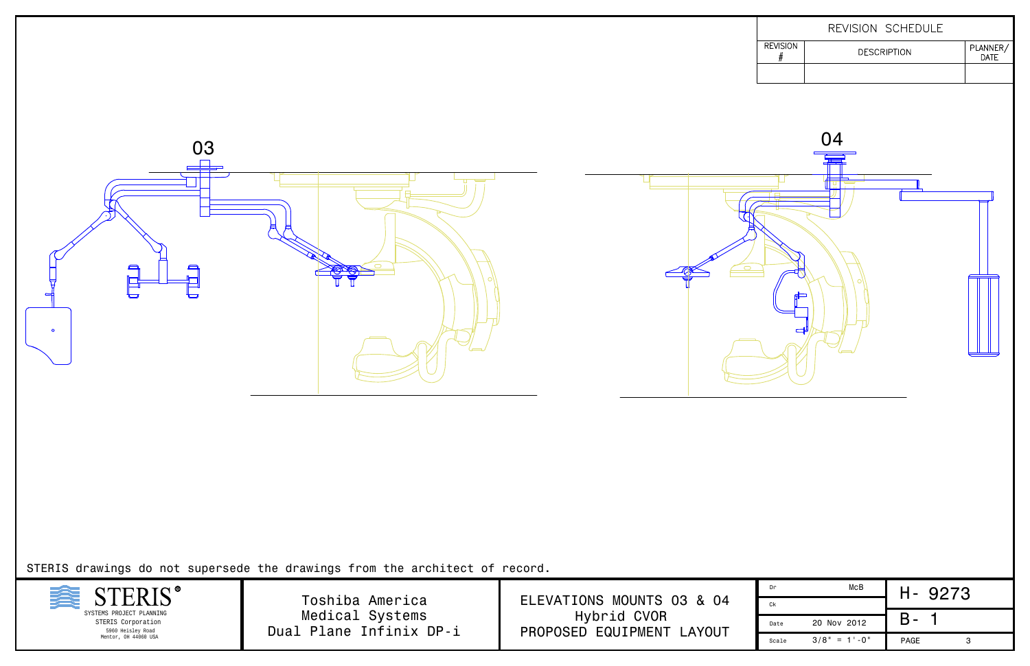| REVISION # | DESCRIPTION | PLANNER/ DATE |
|---|---|---|
| | | |

03

04

STERIS drawings do not supersede the drawings from the architect of record.

STERIS®
SYSTEMS PROJECT PLANNING
STERIS Corporation
5960 Heisley Road
Mentor, OH 44060 USA

Toshiba America
Medical Systems
Dual Plane Infinix DP-i

ELEVATIONS MOUNTS 03 & 04
Hybrid CVOR
PROPOSED EQUIPMENT LAYOUT

| | | |
|---|---|---|
| Dr | McB | H- 9273 |
| Ck | | |
| Date | 20 Nov 2012 | B- 1 |
| Scale | 3/8" = 1'-0" | PAGE 3 |